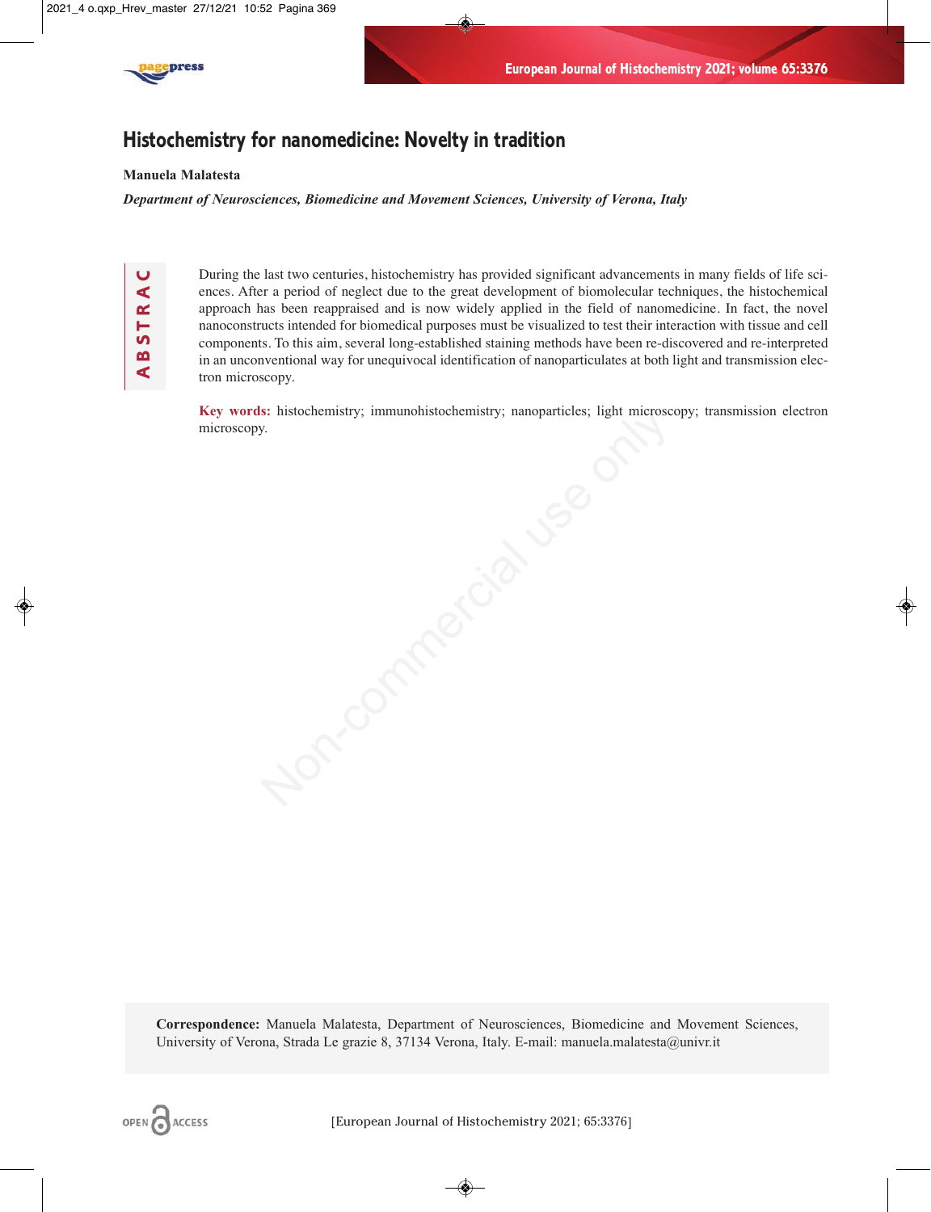# Histochemistry for nanomedicine: Novelty in tradition

**Manuela Malatesta**

***Department of Neurosciences, Biomedicine and Movement Sciences, University of Verona, Italy***

## ABSTRACT

During the last two centuries, histochemistry has provided significant advancements in many fields of life sciences. After a period of neglect due to the great development of biomolecular techniques, the histochemical approach has been reappraised and is now widely applied in the field of nanomedicine. In fact, the novel nanoconstructs intended for biomedical purposes must be visualized to test their interaction with tissue and cell components. To this aim, several long-established staining methods have been re-discovered and re-interpreted in an unconventional way for unequivocal identification of nanoparticulates at both light and transmission electron microscopy.

**Key words:** histochemistry; immunohistochemistry; nanoparticles; light microscopy; transmission electron microscopy.

**Correspondence:** Manuela Malatesta, Department of Neurosciences, Biomedicine and Movement Sciences, University of Verona, Strada Le grazie 8, 37134 Verona, Italy. E-mail: manuela.malatesta@univr.it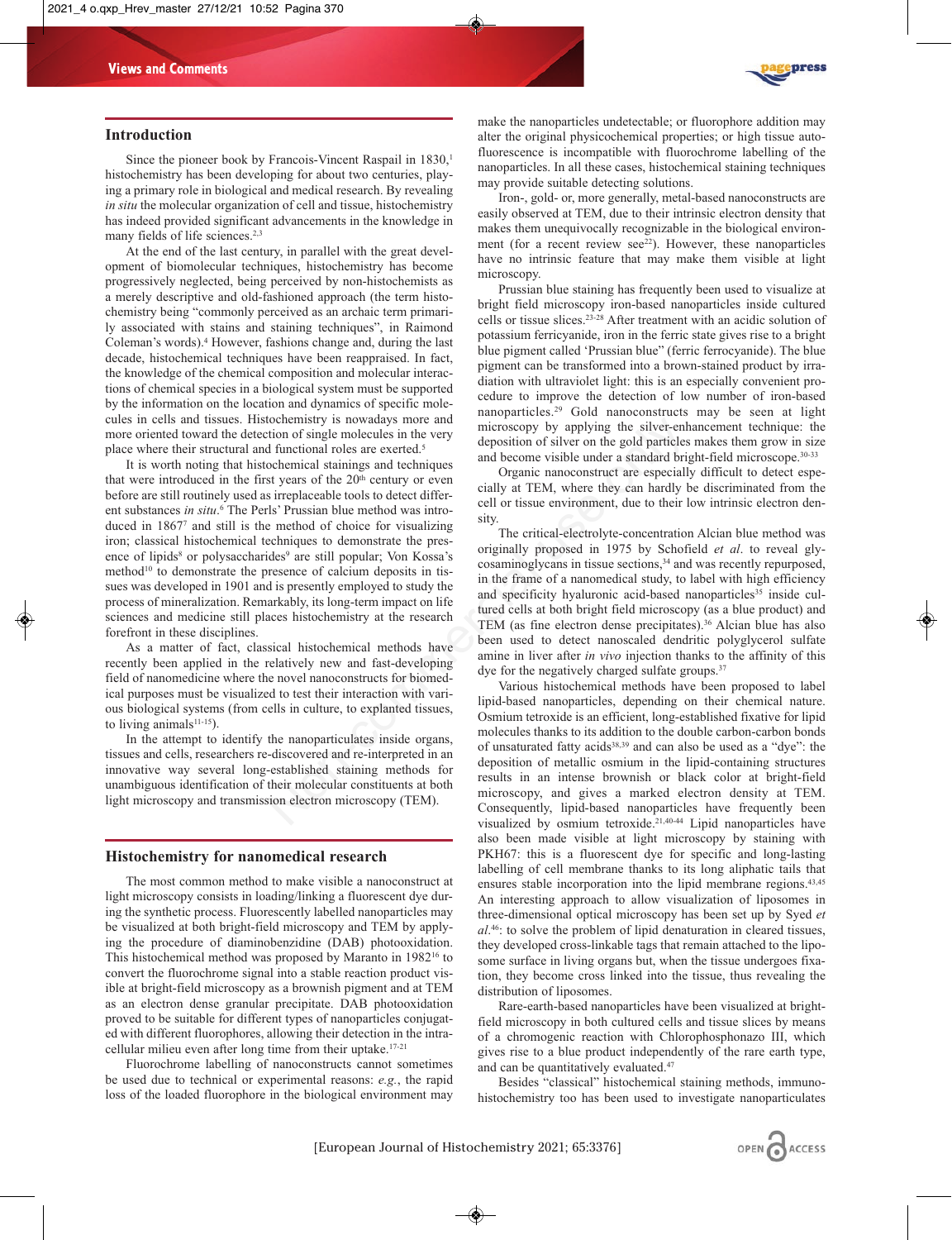## Introduction

Since the pioneer book by Francois-Vincent Raspail in 1830,[1] histochemistry has been developing for about two centuries, playing a primary role in biological and medical research. By revealing *in situ* the molecular organization of cell and tissue, histochemistry has indeed provided significant advancements in the knowledge in many fields of life sciences.[2,3]

At the end of the last century, in parallel with the great development of biomolecular techniques, histochemistry has become progressively neglected, being perceived by non-histochemists as a merely descriptive and old-fashioned approach (the term histochemistry being "commonly perceived as an archaic term primarily associated with stains and staining techniques", in Raimond Coleman's words).[4] However, fashions change and, during the last decade, histochemical techniques have been reappraised. In fact, the knowledge of the chemical composition and molecular interactions of chemical species in a biological system must be supported by the information on the location and dynamics of specific molecules in cells and tissues. Histochemistry is nowadays more and more oriented toward the detection of single molecules in the very place where their structural and functional roles are exerted.[5]

It is worth noting that histochemical stainings and techniques that were introduced in the first years of the 20th century or even before are still routinely used as irreplaceable tools to detect different substances *in situ*.[6] The Perls' Prussian blue method was introduced in 1867[7] and still is the method of choice for visualizing iron; classical histochemical techniques to demonstrate the presence of lipids[8] or polysaccharides[9] are still popular; Von Kossa's method[10] to demonstrate the presence of calcium deposits in tissues was developed in 1901 and is presently employed to study the process of mineralization. Remarkably, its long-term impact on life sciences and medicine still places histochemistry at the research forefront in these disciplines.

As a matter of fact, classical histochemical methods have recently been applied in the relatively new and fast-developing field of nanomedicine where the novel nanoconstructs for biomedical purposes must be visualized to test their interaction with various biological systems (from cells in culture, to explanted tissues, to living animals[11-15]).

In the attempt to identify the nanoparticulates inside organs, tissues and cells, researchers re-discovered and re-interpreted in an innovative way several long-established staining methods for unambiguous identification of their molecular constituents at both light microscopy and transmission electron microscopy (TEM).

## Histochemistry for nanomedical research

The most common method to make visible a nanoconstruct at light microscopy consists in loading/linking a fluorescent dye during the synthetic process. Fluorescently labelled nanoparticles may be visualized at both bright-field microscopy and TEM by applying the procedure of diaminobenzidine (DAB) photooxidation. This histochemical method was proposed by Maranto in 1982[16] to convert the fluorochrome signal into a stable reaction product visible at bright-field microscopy as a brownish pigment and at TEM as an electron dense granular precipitate. DAB photooxidation proved to be suitable for different types of nanoparticles conjugated with different fluorophores, allowing their detection in the intracellular milieu even after long time from their uptake.[17-21]

Fluorochrome labelling of nanoconstructs cannot sometimes be used due to technical or experimental reasons: *e.g.*, the rapid loss of the loaded fluorophore in the biological environment may make the nanoparticles undetectable; or fluorophore addition may alter the original physicochemical properties; or high tissue autofluorescence is incompatible with fluorochrome labelling of the nanoparticles. In all these cases, histochemical staining techniques may provide suitable detecting solutions.

Iron-, gold- or, more generally, metal-based nanoconstructs are easily observed at TEM, due to their intrinsic electron density that makes them unequivocally recognizable in the biological environment (for a recent review see[22]). However, these nanoparticles have no intrinsic feature that may make them visible at light microscopy.

Prussian blue staining has frequently been used to visualize at bright field microscopy iron-based nanoparticles inside cultured cells or tissue slices.[23-28] After treatment with an acidic solution of potassium ferricyanide, iron in the ferric state gives rise to a bright blue pigment called 'Prussian blue" (ferric ferrocyanide). The blue pigment can be transformed into a brown-stained product by irradiation with ultraviolet light: this is an especially convenient procedure to improve the detection of low number of iron-based nanoparticles.[29] Gold nanoconstructs may be seen at light microscopy by applying the silver-enhancement technique: the deposition of silver on the gold particles makes them grow in size and become visible under a standard bright-field microscope.[30-33]

Organic nanoconstruct are especially difficult to detect especially at TEM, where they can hardly be discriminated from the cell or tissue environment, due to their low intrinsic electron density.

The critical-electrolyte-concentration Alcian blue method was originally proposed in 1975 by Schofield *et al*. to reveal glycosaminoglycans in tissue sections,[34] and was recently repurposed, in the frame of a nanomedical study, to label with high efficiency and specificity hyaluronic acid-based nanoparticles[35] inside cultured cells at both bright field microscopy (as a blue product) and TEM (as fine electron dense precipitates).[36] Alcian blue has also been used to detect nanoscaled dendritic polyglycerol sulfate amine in liver after *in vivo* injection thanks to the affinity of this dye for the negatively charged sulfate groups.[37]

Various histochemical methods have been proposed to label lipid-based nanoparticles, depending on their chemical nature. Osmium tetroxide is an efficient, long-established fixative for lipid molecules thanks to its addition to the double carbon-carbon bonds of unsaturated fatty acids[38,39] and can also be used as a "dye": the deposition of metallic osmium in the lipid-containing structures results in an intense brownish or black color at bright-field microscopy, and gives a marked electron density at TEM. Consequently, lipid-based nanoparticles have frequently been visualized by osmium tetroxide.[21,40-44] Lipid nanoparticles have also been made visible at light microscopy by staining with PKH67: this is a fluorescent dye for specific and long-lasting labelling of cell membrane thanks to its long aliphatic tails that ensures stable incorporation into the lipid membrane regions.[43,45] An interesting approach to allow visualization of liposomes in three-dimensional optical microscopy has been set up by Syed *et al*.[46]: to solve the problem of lipid denaturation in cleared tissues, they developed cross-linkable tags that remain attached to the liposome surface in living organs but, when the tissue undergoes fixation, they become cross linked into the tissue, thus revealing the distribution of liposomes.

Rare-earth-based nanoparticles have been visualized at bright-field microscopy in both cultured cells and tissue slices by means of a chromogenic reaction with Chlorophosphonazo III, which gives rise to a blue product independently of the rare earth type, and can be quantitatively evaluated.[47]

Besides "classical" histochemical staining methods, immunohistochemistry too has been used to investigate nanoparticulates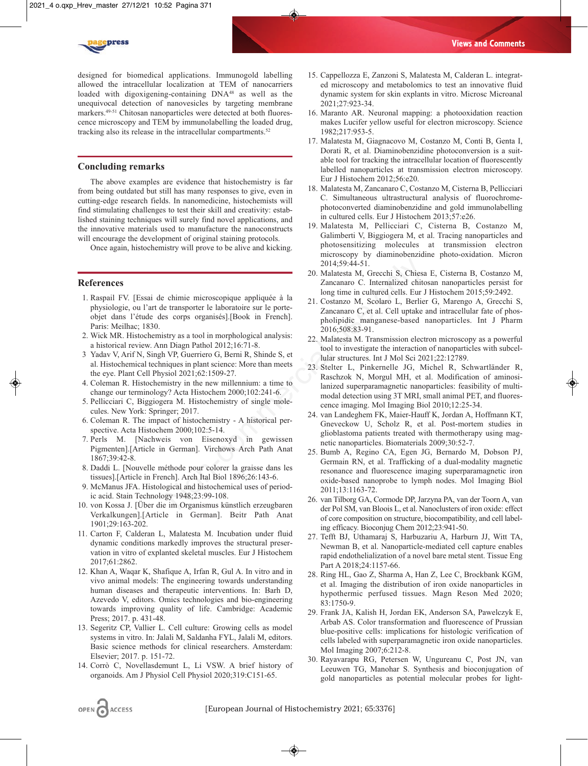designed for biomedical applications. Immunogold labelling allowed the intracellular localization at TEM of nanocarriers loaded with digoxigening-containing DNA[48] as well as the unequivocal detection of nanovesicles by targeting membrane markers.[49-51] Chitosan nanoparticles were detected at both fluorescence microscopy and TEM by immunolabelling the loaded drug, tracking also its release in the intracellular compartments.[52]

## Concluding remarks

The above examples are evidence that histochemistry is far from being outdated but still has many responses to give, even in cutting-edge research fields. In nanomedicine, histochemists will find stimulating challenges to test their skill and creativity: established staining techniques will surely find novel applications, and the innovative materials used to manufacture the nanoconstructs will encourage the development of original staining protocols.

Once again, histochemistry will prove to be alive and kicking.

## References

1. Raspail FV. [Essai de chimie microscopique appliquée à la physiologie, ou l'art de transporter le laboratoire sur le porte-objet dans l'étude des corps organisés].[Book in French]. Paris: Meilhac; 1830.
2. Wick MR. Histochemistry as a tool in morphological analysis: a historical review. Ann Diagn Pathol 2012;16:71-8.
3. Yadav V, Arif N, Singh VP, Guerriero G, Berni R, Shinde S, et al. Histochemical techniques in plant science: More than meets the eye. Plant Cell Physiol 2021;62:1509-27.
4. Coleman R. Histochemistry in the new millennium: a time to change our terminology? Acta Histochem 2000;102:241-6.
5. Pellicciari C, Biggiogera M. Histochemistry of single molecules. New York: Springer; 2017.
6. Coleman R. The impact of histochemistry - A historical perspective. Acta Histochem 2000;102:5-14.
7. Perls M. [Nachweis von Eisenoxyd in gewissen Pigmenten].[Article in German]. Virchows Arch Path Anat 1867;39:42-8.
8. Daddi L. [Nouvelle méthode pour colorer la graisse dans les tissues].[Article in French]. Arch Ital Biol 1896;26:143-6.
9. McManus JFA. Histological and histochemical uses of periodic acid. Stain Technology 1948;23:99-108.
10. von Kossa J. [Über die im Organismus künstlich erzeugbaren Verkalkungen].[Article in German]. Beitr Path Anat 1901;29:163-202.
11. Carton F, Calderan L, Malatesta M. Incubation under fluid dynamic conditions markedly improves the structural preservation in vitro of explanted skeletal muscles. Eur J Histochem 2017;61:2862.
12. Khan A, Waqar K, Shafique A, Irfan R, Gul A. In vitro and in vivo animal models: The engineering towards understanding human diseases and therapeutic interventions. In: Barh D, Azevedo V, editors. Omics technologies and bio-engineering towards improving quality of life. Cambridge: Academic Press; 2017. p. 431-48.
13. Segeritz CP, Vallier L. Cell culture: Growing cells as model systems in vitro. In: Jalali M, Saldanha FYL, Jalali M, editors. Basic science methods for clinical researchers. Amsterdam: Elsevier; 2017. p. 151-72.
14. Corrò C, Novellasdemunt L, Li VSW. A brief history of organoids. Am J Physiol Cell Physiol 2020;319:C151-65.
15. Cappellozza E, Zanzoni S, Malatesta M, Calderan L. integrated microscopy and metabolomics to test an innovative fluid dynamic system for skin explants in vitro. Microsc Microanal 2021;27:923-34.
16. Maranto AR. Neuronal mapping: a photooxidation reaction makes Lucifer yellow useful for electron microscopy. Science 1982;217:953-5.
17. Malatesta M, Giagnacovo M, Costanzo M, Conti B, Genta I, Dorati R, et al. Diaminobenzidine photoconversion is a suitable tool for tracking the intracellular location of fluorescently labelled nanoparticles at transmission electron microscopy. Eur J Histochem 2012;56:e20.
18. Malatesta M, Zancanaro C, Costanzo M, Cisterna B, Pellicciari C. Simultaneous ultrastructural analysis of fluorochrome-photoconverted diaminobenzidine and gold immunolabelling in cultured cells. Eur J Histochem 2013;57:e26.
19. Malatesta M, Pellicciari C, Cisterna B, Costanzo M, Galimberti V, Biggiogera M, et al. Tracing nanoparticles and photosensitizing molecules at transmission electron microscopy by diaminobenzidine photo-oxidation. Micron 2014;59:44-51.
20. Malatesta M, Grecchi S, Chiesa E, Cisterna B, Costanzo M, Zancanaro C. Internalized chitosan nanoparticles persist for long time in cultured cells. Eur J Histochem 2015;59:2492.
21. Costanzo M, Scolaro L, Berlier G, Marengo A, Grecchi S, Zancanaro C, et al. Cell uptake and intracellular fate of phospholipidic manganese-based nanoparticles. Int J Pharm 2016;508:83-91.
22. Malatesta M. Transmission electron microscopy as a powerful tool to investigate the interaction of nanoparticles with subcellular structures. Int J Mol Sci 2021;22:12789.
23. Stelter L, Pinkernelle JG, Michel R, Schwartländer R, Raschzok N, Morgul MH, et al. Modification of aminosilanized superparamagnetic nanoparticles: feasibility of multimodal detection using 3T MRI, small animal PET, and fluorescence imaging. Mol Imaging Biol 2010;12:25-34.
24. van Landeghem FK, Maier-Hauff K, Jordan A, Hoffmann KT, Gneveckow U, Scholz R, et al. Post-mortem studies in glioblastoma patients treated with thermotherapy using magnetic nanoparticles. Biomaterials 2009;30:52-7.
25. Bumb A, Regino CA, Egen JG, Bernardo M, Dobson PJ, Germain RN, et al. Trafficking of a dual-modality magnetic resonance and fluorescence imaging superparamagnetic iron oxide-based nanoprobe to lymph nodes. Mol Imaging Biol 2011;13:1163-72.
26. van Tilborg GA, Cormode DP, Jarzyna PA, van der Toorn A, van der Pol SM, van Bloois L, et al. Nanoclusters of iron oxide: effect of core composition on structure, biocompatibility, and cell labeling efficacy. Bioconjug Chem 2012;23:941-50.
27. Tefft BJ, Uthamaraj S, Harbuzariu A, Harburn JJ, Witt TA, Newman B, et al. Nanoparticle-mediated cell capture enables rapid endothelialization of a novel bare metal stent. Tissue Eng Part A 2018;24:1157-66.
28. Ring HL, Gao Z, Sharma A, Han Z, Lee C, Brockbank KGM, et al. Imaging the distribution of iron oxide nanoparticles in hypothermic perfused tissues. Magn Reson Med 2020;83:1750-9.
29. Frank JA, Kalish H, Jordan EK, Anderson SA, Pawelczyk E, Arbab AS. Color transformation and fluorescence of Prussian blue-positive cells: implications for histologic verification of cells labeled with superparamagnetic iron oxide nanoparticles. Mol Imaging 2007;6:212-8.
30. Rayavarapu RG, Petersen W, Ungureanu C, Post JN, van Leeuwen TG, Manohar S. Synthesis and bioconjugation of gold nanoparticles as potential molecular probes for light-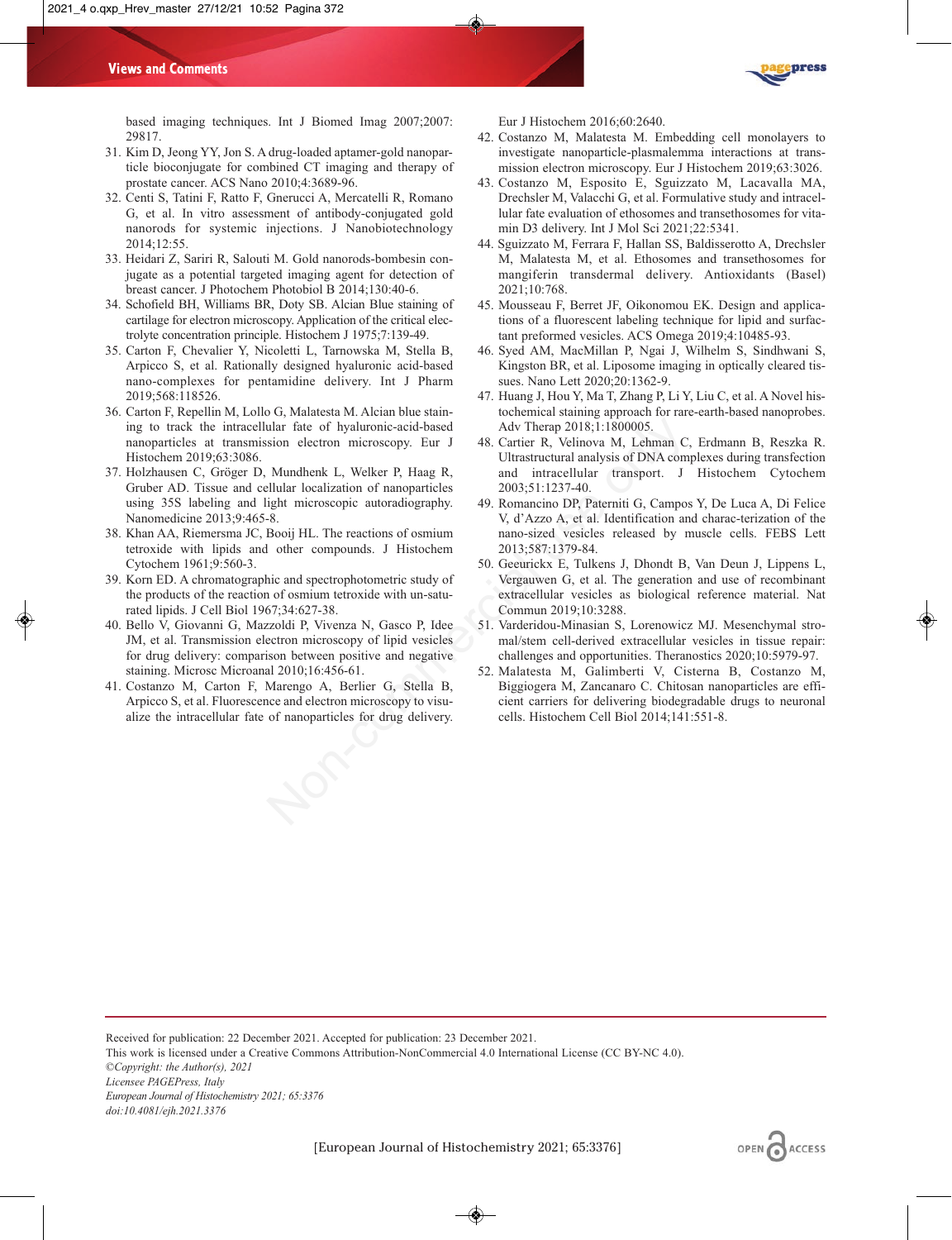based imaging techniques. Int J Biomed Imag 2007;2007: 29817.

31. Kim D, Jeong YY, Jon S. A drug-loaded aptamer-gold nanoparticle bioconjugate for combined CT imaging and therapy of prostate cancer. ACS Nano 2010;4:3689-96.
32. Centi S, Tatini F, Ratto F, Gnerucci A, Mercatelli R, Romano G, et al. In vitro assessment of antibody-conjugated gold nanorods for systemic injections. J Nanobiotechnology 2014;12:55.
33. Heidari Z, Sariri R, Salouti M. Gold nanorods-bombesin conjugate as a potential targeted imaging agent for detection of breast cancer. J Photochem Photobiol B 2014;130:40-6.
34. Schofield BH, Williams BR, Doty SB. Alcian Blue staining of cartilage for electron microscopy. Application of the critical electrolyte concentration principle. Histochem J 1975;7:139-49.
35. Carton F, Chevalier Y, Nicoletti L, Tarnowska M, Stella B, Arpicco S, et al. Rationally designed hyaluronic acid-based nano-complexes for pentamidine delivery. Int J Pharm 2019;568:118526.
36. Carton F, Repellin M, Lollo G, Malatesta M. Alcian blue staining to track the intracellular fate of hyaluronic-acid-based nanoparticles at transmission electron microscopy. Eur J Histochem 2019;63:3086.
37. Holzhausen C, Gröger D, Mundhenk L, Welker P, Haag R, Gruber AD. Tissue and cellular localization of nanoparticles using 35S labeling and light microscopic autoradiography. Nanomedicine 2013;9:465-8.
38. Khan AA, Riemersma JC, Booij HL. The reactions of osmium tetroxide with lipids and other compounds. J Histochem Cytochem 1961;9:560-3.
39. Korn ED. A chromatographic and spectrophotometric study of the products of the reaction of osmium tetroxide with un-saturated lipids. J Cell Biol 1967;34:627-38.
40. Bello V, Giovanni G, Mazzoldi P, Vivenza N, Gasco P, Idee JM, et al. Transmission electron microscopy of lipid vesicles for drug delivery: comparison between positive and negative staining. Microsc Microanal 2010;16:456-61.
41. Costanzo M, Carton F, Marengo A, Berlier G, Stella B, Arpicco S, et al. Fluorescence and electron microscopy to visualize the intracellular fate of nanoparticles for drug delivery. Eur J Histochem 2016;60:2640.
42. Costanzo M, Malatesta M. Embedding cell monolayers to investigate nanoparticle-plasmalemma interactions at transmission electron microscopy. Eur J Histochem 2019;63:3026.
43. Costanzo M, Esposito E, Sguizzato M, Lacavalla MA, Drechsler M, Valacchi G, et al. Formulative study and intracellular fate evaluation of ethosomes and transethosomes for vitamin D3 delivery. Int J Mol Sci 2021;22:5341.
44. Sguizzato M, Ferrara F, Hallan SS, Baldisserotto A, Drechsler M, Malatesta M, et al. Ethosomes and transethosomes for mangiferin transdermal delivery. Antioxidants (Basel) 2021;10:768.
45. Mousseau F, Berret JF, Oikonomou EK. Design and applications of a fluorescent labeling technique for lipid and surfactant preformed vesicles. ACS Omega 2019;4:10485-93.
46. Syed AM, MacMillan P, Ngai J, Wilhelm S, Sindhwani S, Kingston BR, et al. Liposome imaging in optically cleared tissues. Nano Lett 2020;20:1362-9.
47. Huang J, Hou Y, Ma T, Zhang P, Li Y, Liu C, et al. A Novel histochemical staining approach for rare-earth-based nanoprobes. Adv Therap 2018;1:1800005.
48. Cartier R, Velinova M, Lehman C, Erdmann B, Reszka R. Ultrastructural analysis of DNA complexes during transfection and intracellular transport. J Histochem Cytochem 2003;51:1237-40.
49. Romancino DP, Paterniti G, Campos Y, De Luca A, Di Felice V, d'Azzo A, et al. Identification and charac-terization of the nano-sized vesicles released by muscle cells. FEBS Lett 2013;587:1379-84.
50. Geeurickx E, Tulkens J, Dhondt B, Van Deun J, Lippens L, Vergauwen G, et al. The generation and use of recombinant extracellular vesicles as biological reference material. Nat Commun 2019;10:3288.
51. Varderidou-Minasian S, Lorenowicz MJ. Mesenchymal stromal/stem cell-derived extracellular vesicles in tissue repair: challenges and opportunities. Theranostics 2020;10:5979-97.
52. Malatesta M, Galimberti V, Cisterna B, Costanzo M, Biggiogera M, Zancanaro C. Chitosan nanoparticles are efficient carriers for delivering biodegradable drugs to neuronal cells. Histochem Cell Biol 2014;141:551-8.

Received for publication: 22 December 2021. Accepted for publication: 23 December 2021.
This work is licensed under a Creative Commons Attribution-NonCommercial 4.0 International License (CC BY-NC 4.0).
*©Copyright: the Author(s), 2021*
*Licensee PAGEPress, Italy*
*European Journal of Histochemistry 2021; 65:3376*
*doi:10.4081/ejh.2021.3376*